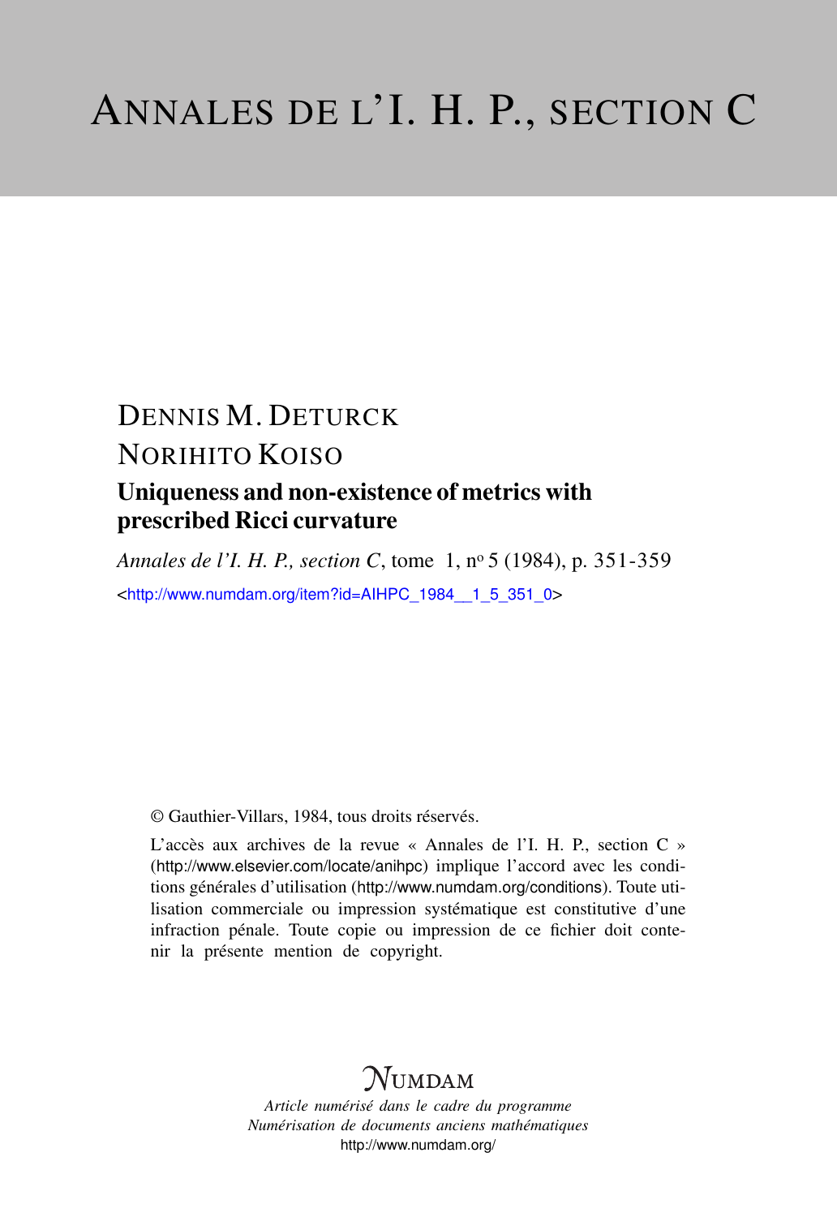# ANNALES DE L'I. H. P., SECTION C

DENNIS M. DETURCK

NORIHITO KOISO

## Uniqueness and non-existence of metrics with prescribed Ricci curvature

*Annales de l'I. H. P., section C*, tome 1, nº 5 (1984), p. 351-359

<http://www.numdam.org/item?id=AIHPC_1984__1_5_351_0>

© Gauthier-Villars, 1984, tous droits réservés.

L'accès aux archives de la revue « Annales de l'I. H. P., section C » (http://www.elsevier.com/locate/anihpc) implique l'accord avec les conditions générales d'utilisation (http://www.numdam.org/conditions). Toute utilisation commerciale ou impression systématique est constitutive d'une infraction pénale. Toute copie ou impression de ce fichier doit contenir la présente mention de copyright.

NUMDAM

*Article numérisé dans le cadre du programme*
*Numérisation de documents anciens mathématiques*
http://www.numdam.org/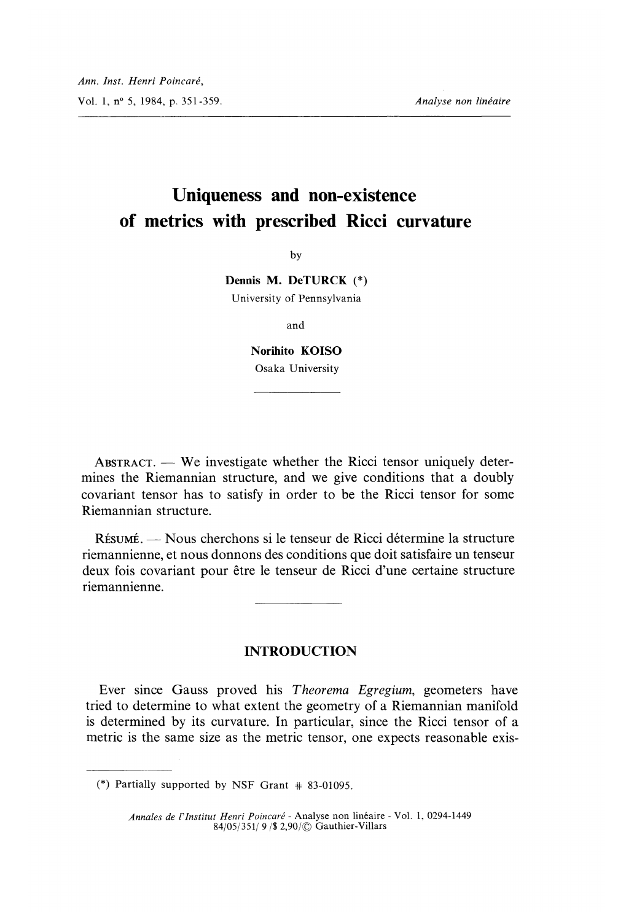Uniqueness and non-existence of metrics with prescribed Ricci curvature

by

Dennis M. DeTURCK (*)
University of Pennsylvania

and

Norihito KOISO
Osaka University

ABSTRACT. — We investigate whether the Ricci tensor uniquely determines the Riemannian structure, and we give conditions that a doubly covariant tensor has to satisfy in order to be the Ricci tensor for some Riemannian structure.

RÉSUMÉ. — Nous cherchons si le tenseur de Ricci détermine la structure riemannienne, et nous donnons des conditions que doit satisfaire un tenseur deux fois covariant pour être le tenseur de Ricci d'une certaine structure riemannienne.

## INTRODUCTION

Ever since Gauss proved his *Theorema Egregium*, geometers have tried to determine to what extent the geometry of a Riemannian manifold is determined by its curvature. In particular, since the Ricci tensor of a metric is the same size as the metric tensor, one expects reasonable exis-

(*) Partially supported by NSF Grant # 83-01095.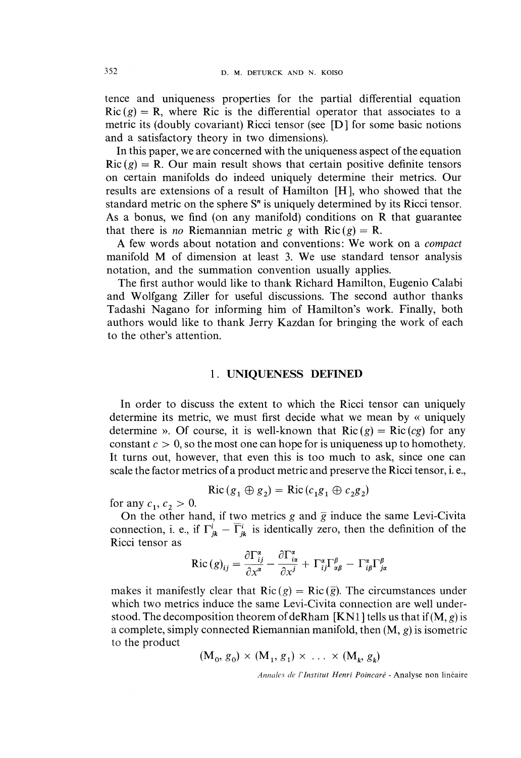tence and uniqueness properties for the partial differential equation $\mathrm{Ric}(g) = \mathrm{R}$, where Ric is the differential operator that associates to a metric its (doubly covariant) Ricci tensor (see [D] for some basic notions and a satisfactory theory in two dimensions).

In this paper, we are concerned with the uniqueness aspect of the equation $\mathrm{Ric}(g) = \mathrm{R}$. Our main result shows that certain positive definite tensors on certain manifolds do indeed uniquely determine their metrics. Our results are extensions of a result of Hamilton [H], who showed that the standard metric on the sphere $S^n$ is uniquely determined by its Ricci tensor. As a bonus, we find (on any manifold) conditions on R that guarantee that there is *no* Riemannian metric $g$ with $\mathrm{Ric}(g) = \mathrm{R}$.

A few words about notation and conventions: We work on a *compact* manifold M of dimension at least 3. We use standard tensor analysis notation, and the summation convention usually applies.

The first author would like to thank Richard Hamilton, Eugenio Calabi and Wolfgang Ziller for useful discussions. The second author thanks Tadashi Nagano for informing him of Hamilton's work. Finally, both authors would like to thank Jerry Kazdan for bringing the work of each to the other's attention.

## 1. UNIQUENESS DEFINED

In order to discuss the extent to which the Ricci tensor can uniquely determine its metric, we must first decide what we mean by « uniquely determine ». Of course, it is well-known that $\mathrm{Ric}(g) = \mathrm{Ric}(cg)$ for any constant $c > 0$, so the most one can hope for is uniqueness up to homothety. It turns out, however, that even this is too much to ask, since one can scale the factor metrics of a product metric and preserve the Ricci tensor, i. e.,

$$\mathrm{Ric}(g_1 \oplus g_2) = \mathrm{Ric}(c_1 g_1 \oplus c_2 g_2)$$

for any $c_1, c_2 > 0$.

On the other hand, if two metrics $g$ and $\bar{g}$ induce the same Levi-Civita connection, i. e., if $\Gamma^i_{jk} - \bar{\Gamma}^i_{jk}$ is identically zero, then the definition of the Ricci tensor as

$$\mathrm{Ric}(g)_{ij} = \frac{\partial \Gamma^\alpha_{ij}}{\partial x^\alpha} - \frac{\partial \Gamma^\alpha_{i\alpha}}{\partial x^j} + \Gamma^\alpha_{ij}\Gamma^\beta_{\alpha\beta} - \Gamma^\alpha_{i\beta}\Gamma^\beta_{j\alpha}$$

makes it manifestly clear that $\mathrm{Ric}(g) = \mathrm{Ric}(\bar{g})$. The circumstances under which two metrics induce the same Levi-Civita connection are well understood. The decomposition theorem of deRham [KN1] tells us that if $(\mathrm{M}, g)$ is a complete, simply connected Riemannian manifold, then $(\mathrm{M}, g)$ is isometric to the product

$$(\mathrm{M}_0, g_0) \times (\mathrm{M}_1, g_1) \times \ldots \times (\mathrm{M}_k, g_k)$$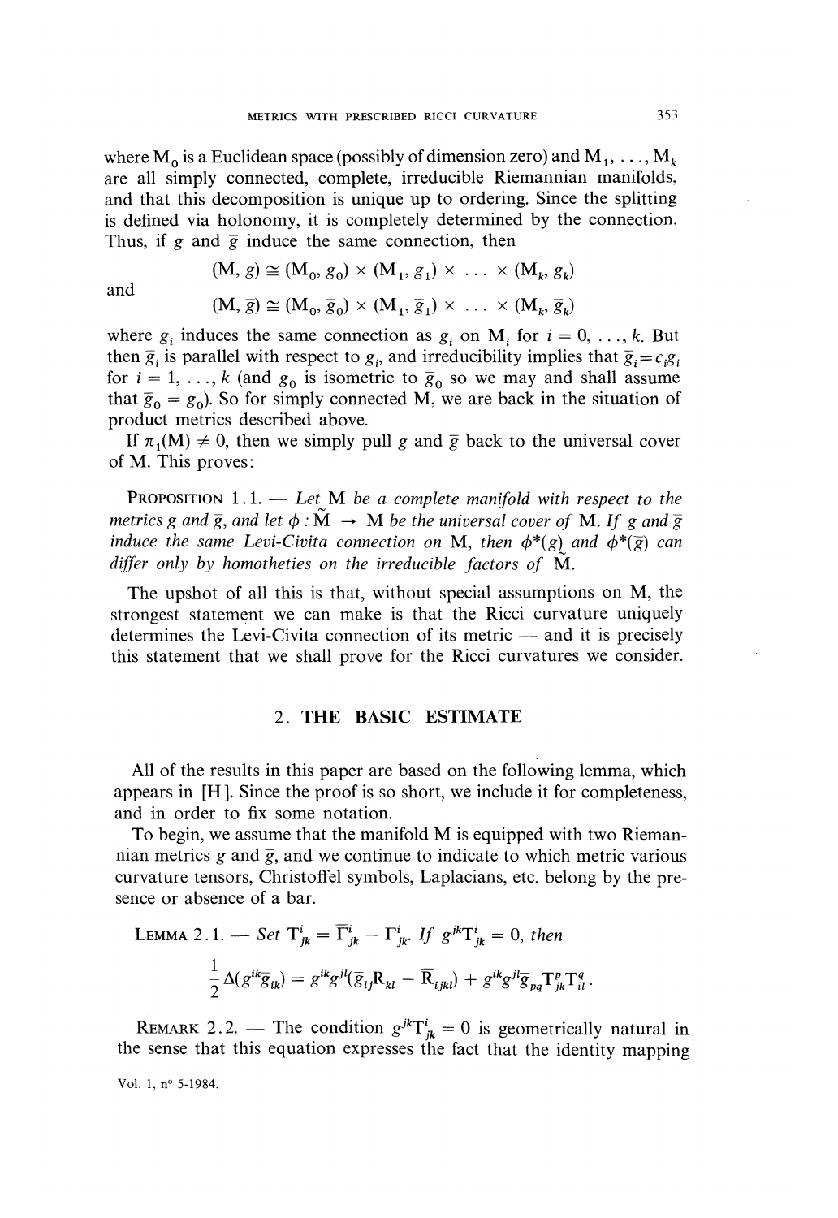where $M_0$ is a Euclidean space (possibly of dimension zero) and $M_1, \ldots, M_k$ are all simply connected, complete, irreducible Riemannian manifolds, and that this decomposition is unique up to ordering. Since the splitting is defined via holonomy, it is completely determined by the connection. Thus, if $g$ and $\bar{g}$ induce the same connection, then

$$(M, g) \cong (M_0, g_0) \times (M_1, g_1) \times \ldots \times (M_k, g_k)$$

and

$$(M, \bar{g}) \cong (M_0, \bar{g}_0) \times (M_1, \bar{g}_1) \times \ldots \times (M_k, \bar{g}_k)$$

where $g_i$ induces the same connection as $\bar{g}_i$ on $M_i$ for $i = 0, \ldots, k$. But then $\bar{g}_i$ is parallel with respect to $g_i$, and irreducibility implies that $\bar{g}_i = c_i g_i$ for $i = 1, \ldots, k$ (and $g_0$ is isometric to $\bar{g}_0$ so we may and shall assume that $\bar{g}_0 = g_0$). So for simply connected M, we are back in the situation of product metrics described above.

If $\pi_1(M) \neq 0$, then we simply pull $g$ and $\bar{g}$ back to the universal cover of M. This proves:

PROPOSITION 1.1. — *Let M be a complete manifold with respect to the metrics $g$ and $\bar{g}$, and let $\phi : \tilde{M} \to M$ be the universal cover of M. If $g$ and $\bar{g}$ induce the same Levi-Civita connection on M, then $\phi^*(g)$ and $\phi^*(\bar{g})$ can differ only by homotheties on the irreducible factors of $\tilde{M}$.*

The upshot of all this is that, without special assumptions on M, the strongest statement we can make is that the Ricci curvature uniquely determines the Levi-Civita connection of its metric — and it is precisely this statement that we shall prove for the Ricci curvatures we consider.

## 2. THE BASIC ESTIMATE

All of the results in this paper are based on the following lemma, which appears in [H]. Since the proof is so short, we include it for completeness, and in order to fix some notation.

To begin, we assume that the manifold M is equipped with two Riemannian metrics $g$ and $\bar{g}$, and we continue to indicate to which metric various curvature tensors, Christoffel symbols, Laplacians, etc. belong by the presence or absence of a bar.

LEMMA 2.1. — *Set $T^i_{jk} = \bar{\Gamma}^i_{jk} - \Gamma^i_{jk}$. If $g^{jk}T^i_{jk} = 0$, then*

$$\frac{1}{2}\Delta(g^{ik}\bar{g}_{ik}) = g^{ik}g^{jl}(\bar{g}_{ij}R_{kl} - \bar{R}_{ijkl}) + g^{ik}g^{jl}\bar{g}_{pq}T^p_{jk}T^q_{il}.$$

REMARK 2.2. — The condition $g^{jk}T^i_{jk} = 0$ is geometrically natural in the sense that this equation expresses the fact that the identity mapping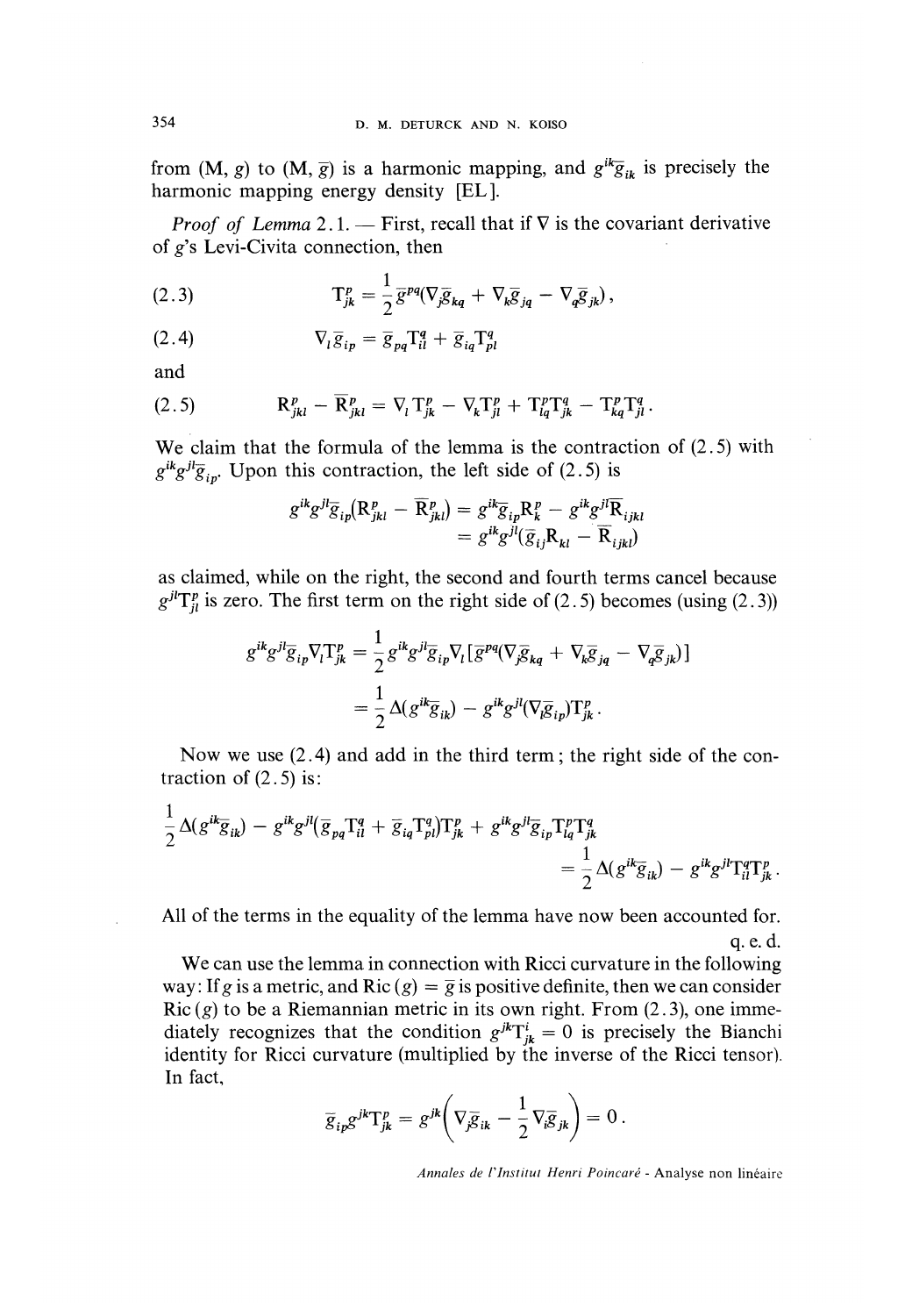from $(M, g)$ to $(M, \bar{g})$ is a harmonic mapping, and $g^{ik}\bar{g}_{ik}$ is precisely the harmonic mapping energy density [EL].

*Proof of Lemma* 2.1. — First, recall that if $\nabla$ is the covariant derivative of $g$'s Levi-Civita connection, then

$$T^p_{jk} = \frac{1}{2}\bar{g}^{pq}(\nabla_j\bar{g}_{kq} + \nabla_k\bar{g}_{jq} - \nabla_q\bar{g}_{jk}), \tag{2.3}$$

$$\nabla_l\bar{g}_{ip} = \bar{g}_{pq}T^q_{il} + \bar{g}_{iq}T^q_{pl} \tag{2.4}$$

and

$$R^p_{jkl} - \bar{R}^p_{jkl} = \nabla_l T^p_{jk} - \nabla_k T^p_{jl} + T^p_{lq}T^q_{jk} - T^p_{kq}T^q_{jl}. \tag{2.5}$$

We claim that the formula of the lemma is the contraction of (2.5) with $g^{ik}g^{jl}\bar{g}_{ip}$. Upon this contraction, the left side of (2.5) is

$$\begin{aligned} g^{ik}g^{jl}\bar{g}_{ip}(R^p_{jkl} - \bar{R}^p_{jkl}) &= g^{ik}\bar{g}_{ip}R^p_k - g^{ik}g^{jl}\bar{R}_{ijkl} \\ &= g^{ik}g^{jl}(\bar{g}_{ij}R_{kl} - \bar{R}_{ijkl}) \end{aligned}$$

as claimed, while on the right, the second and fourth terms cancel because $g^{jl}T^p_{jl}$ is zero. The first term on the right side of (2.5) becomes (using (2.3))

$$\begin{aligned} g^{ik}g^{jl}\bar{g}_{ip}\nabla_l T^p_{jk} &= \frac{1}{2}g^{ik}g^{jl}\bar{g}_{ip}\nabla_l[\bar{g}^{pq}(\nabla_j\bar{g}_{kq} + \nabla_k\bar{g}_{jq} - \nabla_q\bar{g}_{jk})] \\ &= \frac{1}{2}\Delta(g^{ik}\bar{g}_{ik}) - g^{ik}g^{jl}(\nabla_l\bar{g}_{ip})T^p_{jk}. \end{aligned}$$

Now we use (2.4) and add in the third term; the right side of the contraction of (2.5) is:

$$\begin{aligned} \frac{1}{2}\Delta(g^{ik}\bar{g}_{ik}) - g^{ik}g^{jl}(\bar{g}_{pq}T^q_{il} + \bar{g}_{iq}T^q_{pl})T^p_{jk} + g^{ik}g^{jl}\bar{g}_{ip}T^p_{lq}T^q_{jk} \\ = \frac{1}{2}\Delta(g^{ik}\bar{g}_{ik}) - g^{ik}g^{jl}T^q_{il}T^p_{jk}. \end{aligned}$$

All of the terms in the equality of the lemma have now been accounted for.

q. e. d.

We can use the lemma in connection with Ricci curvature in the following way: If $g$ is a metric, and $\mathrm{Ric}(g) = \bar{g}$ is positive definite, then we can consider $\mathrm{Ric}(g)$ to be a Riemannian metric in its own right. From (2.3), one immediately recognizes that the condition $g^{jk}T^i_{jk} = 0$ is precisely the Bianchi identity for Ricci curvature (multiplied by the inverse of the Ricci tensor). In fact,

$$\bar{g}_{ip}g^{jk}T^p_{jk} = g^{jk}\left(\nabla_j\bar{g}_{ik} - \frac{1}{2}\nabla_i\bar{g}_{jk}\right) = 0.$$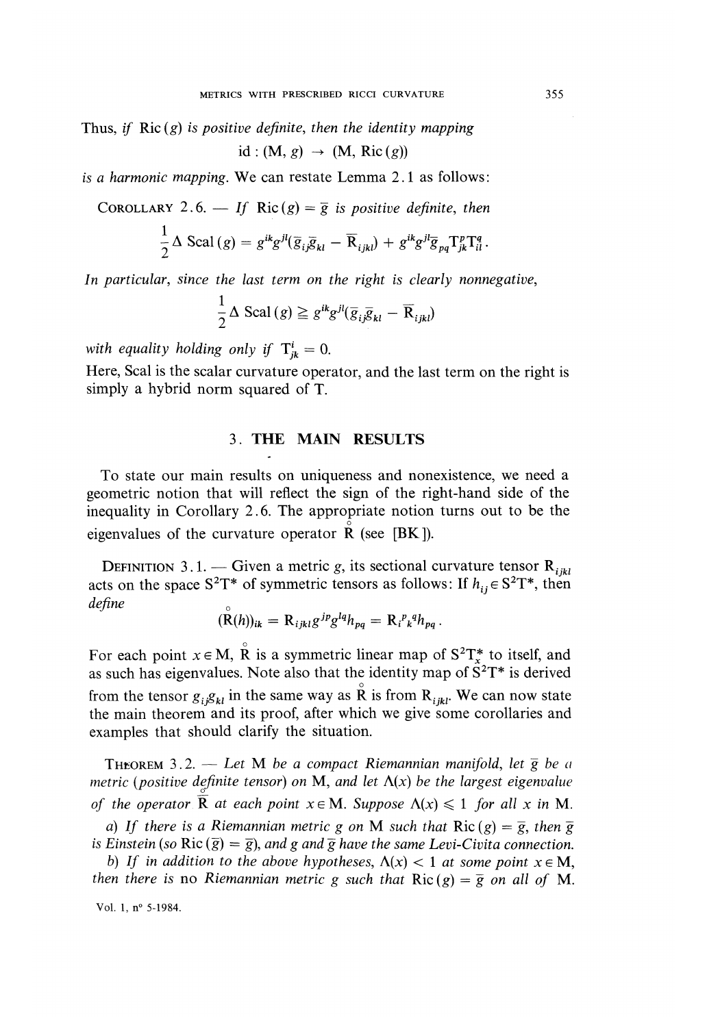Thus, *if* $\mathrm{Ric}(g)$ *is positive definite, then the identity mapping*

$$\mathrm{id} : (\mathrm{M}, g) \to (\mathrm{M}, \mathrm{Ric}(g))$$

*is a harmonic mapping.* We can restate Lemma 2.1 as follows:

COROLLARY 2.6. — *If* $\mathrm{Ric}(g) = \bar{g}$ *is positive definite, then*

$$\frac{1}{2}\Delta\, \mathrm{Scal}(g) = g^{ik}g^{jl}(\bar{g}_{ij}\bar{g}_{kl} - \bar{\mathrm{R}}_{ijkl}) + g^{ik}g^{jl}\bar{g}_{pq}\mathrm{T}^p_{jk}\mathrm{T}^q_{il}.$$

*In particular, since the last term on the right is clearly nonnegative,*

$$\frac{1}{2}\Delta\, \mathrm{Scal}(g) \geqq g^{ik}g^{jl}(\bar{g}_{ij}\bar{g}_{kl} - \bar{\mathrm{R}}_{ijkl})$$

*with equality holding only if* $\mathrm{T}^i_{jk} = 0$.

Here, Scal is the scalar curvature operator, and the last term on the right is simply a hybrid norm squared of T.

## 3. THE MAIN RESULTS

To state our main results on uniqueness and nonexistence, we need a geometric notion that will reflect the sign of the right-hand side of the inequality in Corollary 2.6. The appropriate notion turns out to be the eigenvalues of the curvature operator $\mathring{\mathrm{R}}$ (see [BK]).

DEFINITION 3.1. — Given a metric $g$, its sectional curvature tensor $\mathrm{R}_{ijkl}$ acts on the space $\mathrm{S}^2\mathrm{T}^*$ of symmetric tensors as follows: If $h_{ij} \in \mathrm{S}^2\mathrm{T}^*$, then *define*

$$(\mathring{\mathrm{R}}(h))_{ik} = \mathrm{R}_{ijkl}g^{jp}g^{lq}h_{pq} = \mathrm{R}_i{}^p{}_k{}^q h_{pq}.$$

For each point $x \in \mathrm{M}$, $\mathring{\mathrm{R}}$ is a symmetric linear map of $\mathrm{S}^2\mathrm{T}^*_x$ to itself, and as such has eigenvalues. Note also that the identity map of $\mathrm{S}^2\mathrm{T}^*$ is derived from the tensor $g_{ij}g_{kl}$ in the same way as $\mathring{\mathrm{R}}$ is from $\mathrm{R}_{ijkl}$. We can now state the main theorem and its proof, after which we give some corollaries and examples that should clarify the situation.

THEOREM 3.2. — *Let* M *be a compact Riemannian manifold, let* $\bar{g}$ *be a metric (positive definite tensor) on* M, *and let* $\Lambda(x)$ *be the largest eigenvalue of the operator* $\mathring{\bar{\mathrm{R}}}$ *at each point* $x \in \mathrm{M}$. *Suppose* $\Lambda(x) \leqslant 1$ *for all* $x$ *in* M.

*a) If there is a Riemannian metric* $g$ *on* M *such that* $\mathrm{Ric}(g) = \bar{g}$, *then* $\bar{g}$ *is Einstein (so* $\mathrm{Ric}(\bar{g}) = \bar{g}$*), and* $g$ *and* $\bar{g}$ *have the same Levi-Civita connection.*

*b) If in addition to the above hypotheses,* $\Lambda(x) < 1$ *at some point* $x \in \mathrm{M}$, *then there is* no *Riemannian metric* $g$ *such that* $\mathrm{Ric}(g) = \bar{g}$ *on all of* M.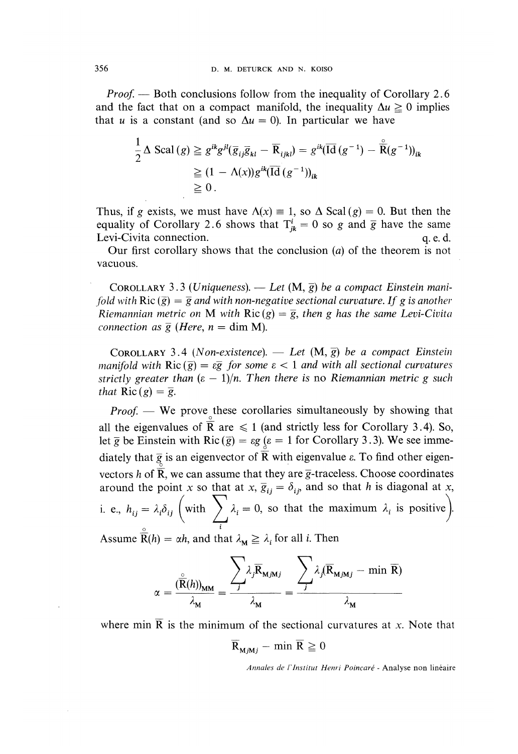*Proof.* — Both conclusions follow from the inequality of Corollary 2.6 and the fact that on a compact manifold, the inequality $\Delta u \geq 0$ implies that $u$ is a constant (and so $\Delta u = 0$). In particular we have

$$\begin{aligned}
\frac{1}{2}\Delta\,\mathrm{Scal}(g) &\geq g^{ik}g^{jl}(\bar{g}_{ij}\bar{g}_{kl} - \bar{\mathrm{R}}_{ijkl}) = g^{ik}(\overline{\mathrm{Id}}(g^{-1}) - \overset{\circ}{\bar{\mathrm{R}}}(g^{-1}))_{ik} \\
&\geq (1 - \Lambda(x))g^{ik}(\overline{\mathrm{Id}}(g^{-1}))_{ik} \\
&\geq 0 .
\end{aligned}$$

Thus, if $g$ exists, we must have $\Lambda(x) \equiv 1$, so $\Delta\,\mathrm{Scal}(g) = 0$. But then the equality of Corollary 2.6 shows that $\mathrm{T}^i_{jk} = 0$ so $g$ and $\bar{g}$ have the same Levi-Civita connection. q. e. d.

Our first corollary shows that the conclusion (*a*) of the theorem is not vacuous.

COROLLARY 3.3 (*Uniqueness*). — *Let* $(\mathrm{M}, \bar{g})$ *be a compact Einstein manifold with* $\mathrm{Ric}(\bar{g}) = \bar{g}$ *and with non-negative sectional curvature. If* $g$ *is another Riemannian metric on* M *with* $\mathrm{Ric}(g) = \bar{g}$, *then* $g$ *has the same Levi-Civita connection as* $\bar{g}$ *(Here,* $n = \dim \mathrm{M}$).

COROLLARY 3.4 (*Non-existence*). — *Let* $(\mathrm{M}, \bar{g})$ *be a compact Einstein manifold with* $\mathrm{Ric}(\bar{g}) = \varepsilon\bar{g}$ *for some* $\varepsilon < 1$ *and with all sectional curvatures strictly greater than* $(\varepsilon - 1)/n$. *Then there is* no *Riemannian metric* $g$ *such that* $\mathrm{Ric}(g) = \bar{g}$.

*Proof.* — We prove these corollaries simultaneously by showing that all the eigenvalues of $\overset{\circ}{\bar{\mathrm{R}}}$ are $\leqslant 1$ (and strictly less for Corollary 3.4). So, let $\bar{g}$ be Einstein with $\mathrm{Ric}(\bar{g}) = \varepsilon\bar{g}$ ($\varepsilon = 1$ for Corollary 3.3). We see immediately that $\bar{g}$ is an eigenvector of $\overset{\circ}{\bar{\mathrm{R}}}$ with eigenvalue $\varepsilon$. To find other eigenvectors $h$ of $\overset{\circ}{\bar{\mathrm{R}}}$, we can assume that they are $\bar{g}$-traceless. Choose coordinates around the point $x$ so that at $x$, $\bar{g}_{ij} = \delta_{ij}$, and so that $h$ is diagonal at $x$, i. e., $h_{ij} = \lambda_i\delta_{ij}$ $\left(\text{with } \sum_i \lambda_i = 0, \text{ so that the maximum } \lambda_i \text{ is positive}\right)$. Assume $\overset{\circ}{\bar{\mathrm{R}}}(h) = \alpha h$, and that $\lambda_{\mathrm{M}} \geq \lambda_i$ for all $i$. Then

$$\alpha = \frac{(\overset{\circ}{\bar{\mathrm{R}}}(h))_{\mathrm{MM}}}{\lambda_{\mathrm{M}}} = \frac{\sum_j \lambda_j \bar{\mathrm{R}}_{\mathrm{M}j\mathrm{M}j}}{\lambda_{\mathrm{M}}} = \frac{\sum_j \lambda_j(\bar{\mathrm{R}}_{\mathrm{M}j\mathrm{M}j} - \min \bar{\mathrm{R}})}{\lambda_{\mathrm{M}}}$$

where $\min \bar{\mathrm{R}}$ is the minimum of the sectional curvatures at $x$. Note that

$$\bar{\mathrm{R}}_{\mathrm{M}j\mathrm{M}j} - \min \bar{\mathrm{R}} \geq 0$$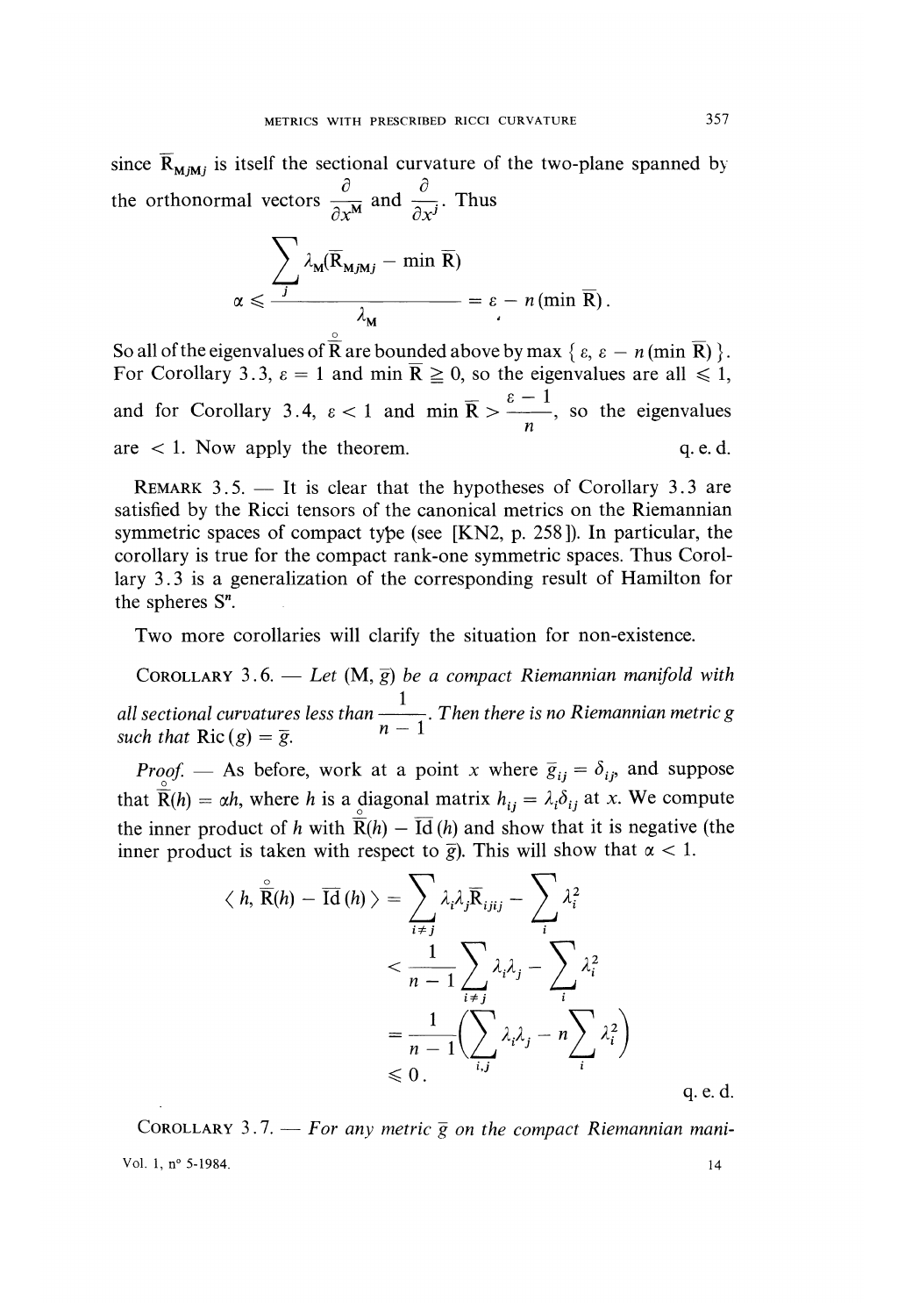since $\overline{R}_{MjMj}$ is itself the sectional curvature of the two-plane spanned by the orthonormal vectors $\frac{\partial}{\partial x^M}$ and $\frac{\partial}{\partial x^j}$. Thus

$$\alpha \leqslant \frac{\sum_j \lambda_M(\overline{R}_{MjMj} - \min \overline{R})}{\lambda_M} = \varepsilon - n(\min \overline{R}).$$

So all of the eigenvalues of $\overset{\circ}{\overline{R}}$ are bounded above by $\max \{ \varepsilon, \varepsilon - n(\min \overline{R}) \}$. For Corollary 3.3, $\varepsilon = 1$ and $\min \overline{R} \geqq 0$, so the eigenvalues are all $\leqslant 1$, and for Corollary 3.4, $\varepsilon < 1$ and $\min \overline{R} > \frac{\varepsilon - 1}{n}$, so the eigenvalues are $< 1$. Now apply the theorem. q. e. d.

REMARK 3.5. — It is clear that the hypotheses of Corollary 3.3 are satisfied by the Ricci tensors of the canonical metrics on the Riemannian symmetric spaces of compact type (see [KN2, p. 258]). In particular, the corollary is true for the compact rank-one symmetric spaces. Thus Corollary 3.3 is a generalization of the corresponding result of Hamilton for the spheres $S^n$.

Two more corollaries will clarify the situation for non-existence.

COROLLARY 3.6. — *Let* $(M, \overline{g})$ *be a compact Riemannian manifold with all sectional curvatures less than* $\frac{1}{n-1}$. *Then there is no Riemannian metric* $g$ *such that* $\mathrm{Ric}(g) = \overline{g}$.

*Proof.* — As before, work at a point $x$ where $\overline{g}_{ij} = \delta_{ij}$, and suppose that $\overset{\circ}{\overline{R}}(h) = \alpha h$, where $h$ is a diagonal matrix $h_{ij} = \lambda_i \delta_{ij}$ at $x$. We compute the inner product of $h$ with $\overset{\circ}{\overline{R}}(h) - \overline{\mathrm{Id}}(h)$ and show that it is negative (the inner product is taken with respect to $\overline{g}$). This will show that $\alpha < 1$.

$$\begin{aligned}
\langle h, \overset{\circ}{\overline{R}}(h) - \overline{\mathrm{Id}}(h) \rangle &= \sum_{i \neq j} \lambda_i \lambda_j \overline{R}_{ijij} - \sum_i \lambda_i^2 \\
&< \frac{1}{n-1} \sum_{i \neq j} \lambda_i \lambda_j - \sum_i \lambda_i^2 \\
&= \frac{1}{n-1} \Big( \sum_{i,j} \lambda_i \lambda_j - n \sum_i \lambda_i^2 \Big) \\
&\leqslant 0.
\end{aligned}$$

q. e. d.

COROLLARY 3.7. — *For any metric* $\overline{g}$ *on the compact Riemannian mani-*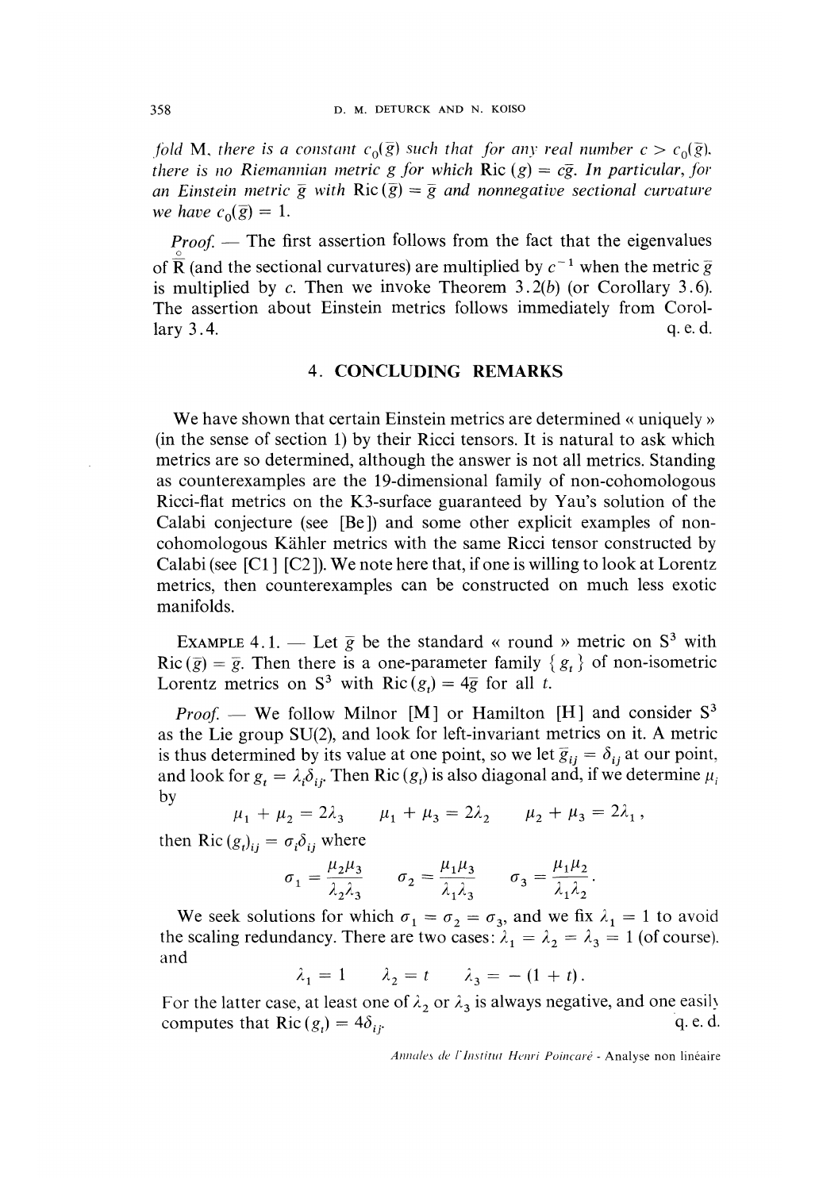*fold* M, *there is a constant* $c_0(\bar{g})$ *such that for any real number* $c > c_0(\bar{g})$, *there is no Riemannian metric* $g$ *for which* $\operatorname{Ric}(g) = c\bar{g}$. *In particular, for an Einstein metric* $\bar{g}$ *with* $\operatorname{Ric}(\bar{g}) = \bar{g}$ *and nonnegative sectional curvature we have* $c_0(\bar{g}) = 1$.

*Proof.* — The first assertion follows from the fact that the eigenvalues of $\overset{\circ}{\bar{R}}$ (and the sectional curvatures) are multiplied by $c^{-1}$ when the metric $\bar{g}$ is multiplied by $c$. Then we invoke Theorem 3.2(*b*) (or Corollary 3.6). The assertion about Einstein metrics follows immediately from Corollary 3.4. q. e. d.

## 4. CONCLUDING REMARKS

We have shown that certain Einstein metrics are determined « uniquely » (in the sense of section 1) by their Ricci tensors. It is natural to ask which metrics are so determined, although the answer is not all metrics. Standing as counterexamples are the 19-dimensional family of non-cohomologous Ricci-flat metrics on the K3-surface guaranteed by Yau's solution of the Calabi conjecture (see [Be]) and some other explicit examples of non-cohomologous Kähler metrics with the same Ricci tensor constructed by Calabi (see [C1] [C2]). We note here that, if one is willing to look at Lorentz metrics, then counterexamples can be constructed on much less exotic manifolds.

EXAMPLE 4.1. — *Let* $\bar{g}$ *be the standard « round » metric on* $S^3$ *with* $\operatorname{Ric}(\bar{g}) = \bar{g}$. *Then there is a one-parameter family* $\{g_t\}$ *of non-isometric Lorentz metrics on* $S^3$ *with* $\operatorname{Ric}(g_t) = 4\bar{g}$ *for all* $t$.

*Proof.* — We follow Milnor [M] or Hamilton [H] and consider $S^3$ as the Lie group SU(2), and look for left-invariant metrics on it. A metric is thus determined by its value at one point, so we let $\bar{g}_{ij} = \delta_{ij}$ at our point, and look for $g_t = \lambda_i \delta_{ij}$. Then $\operatorname{Ric}(g_t)$ is also diagonal and, if we determine $\mu_i$ by

$$\mu_1 + \mu_2 = 2\lambda_3 \qquad \mu_1 + \mu_3 = 2\lambda_2 \qquad \mu_2 + \mu_3 = 2\lambda_1,$$

then $\operatorname{Ric}(g_t)_{ij} = \sigma_i \delta_{ij}$ where

$$\sigma_1 = \frac{\mu_2 \mu_3}{\lambda_2 \lambda_3} \qquad \sigma_2 = \frac{\mu_1 \mu_3}{\lambda_1 \lambda_3} \qquad \sigma_3 = \frac{\mu_1 \mu_2}{\lambda_1 \lambda_2}.$$

We seek solutions for which $\sigma_1 = \sigma_2 = \sigma_3$, and we fix $\lambda_1 = 1$ to avoid the scaling redundancy. There are two cases: $\lambda_1 = \lambda_2 = \lambda_3 = 1$ (of course), and

$$\lambda_1 = 1 \qquad \lambda_2 = t \qquad \lambda_3 = -(1 + t).$$

For the latter case, at least one of $\lambda_2$ or $\lambda_3$ is always negative, and one easily computes that $\operatorname{Ric}(g_t) = 4\delta_{ij}$. q. e. d.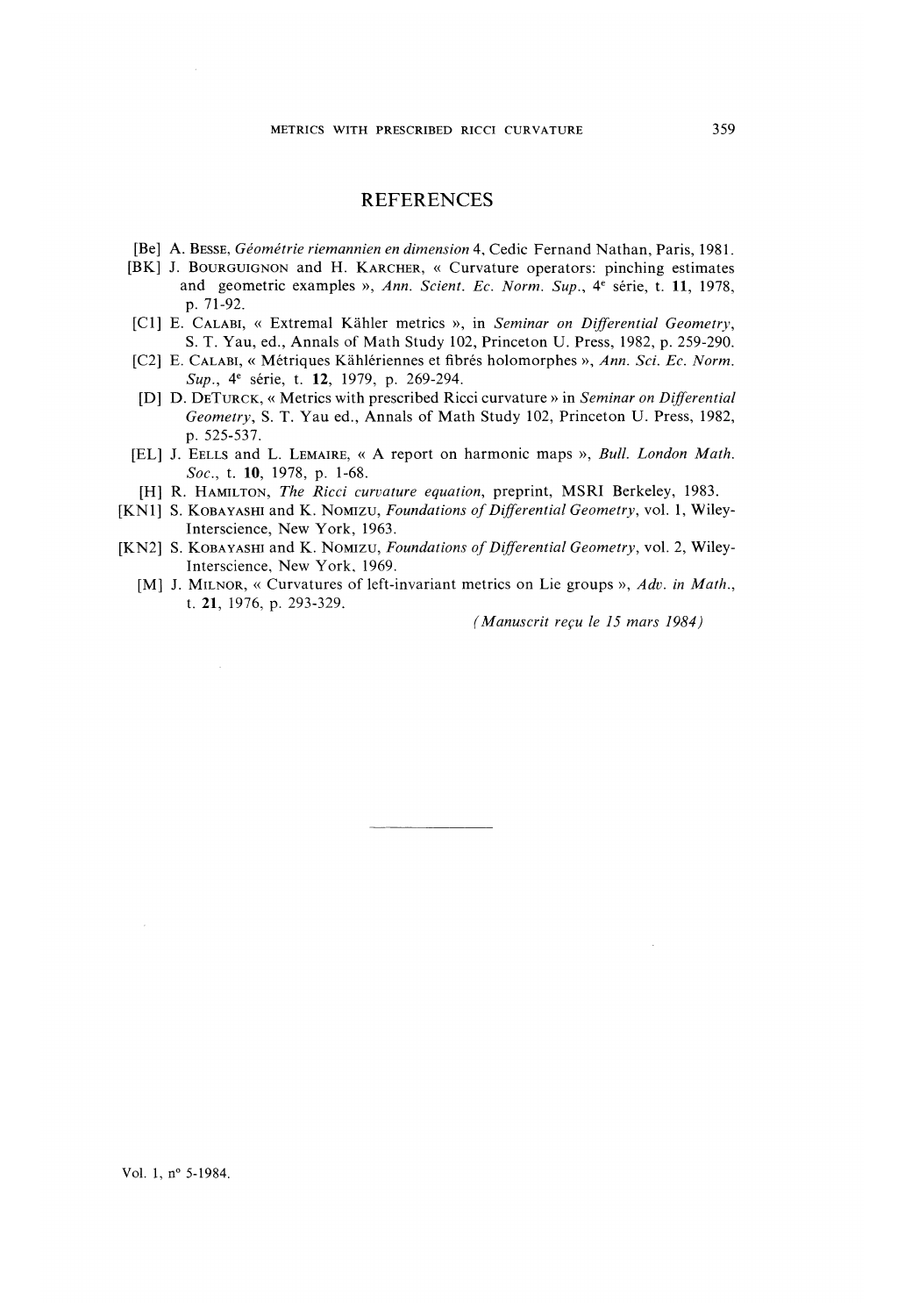# REFERENCES

[Be] A. BESSE, *Géométrie riemannien en dimension* 4, Cedic Fernand Nathan, Paris, 1981.

[BK] J. BOURGUIGNON and H. KARCHER, « Curvature operators: pinching estimates and geometric examples », *Ann. Scient. Ec. Norm. Sup.*, 4ᵉ série, t. **11**, 1978, p. 71-92.

[C1] E. CALABI, « Extremal Kähler metrics », in *Seminar on Differential Geometry*, S. T. Yau, ed., Annals of Math Study 102, Princeton U. Press, 1982, p. 259-290.

[C2] E. CALABI, « Métriques Kählériennes et fibrés holomorphes », *Ann. Sci. Ec. Norm. Sup.*, 4ᵉ série, t. **12**, 1979, p. 269-294.

[D] D. DETURCK, « Metrics with prescribed Ricci curvature » in *Seminar on Differential Geometry*, S. T. Yau ed., Annals of Math Study 102, Princeton U. Press, 1982, p. 525-537.

[EL] J. EELLS and L. LEMAIRE, « A report on harmonic maps », *Bull. London Math. Soc.*, t. **10**, 1978, p. 1-68.

[H] R. HAMILTON, *The Ricci curvature equation*, preprint, MSRI Berkeley, 1983.

[KN1] S. KOBAYASHI and K. NOMIZU, *Foundations of Differential Geometry*, vol. 1, Wiley-Interscience, New York, 1963.

[KN2] S. KOBAYASHI and K. NOMIZU, *Foundations of Differential Geometry*, vol. 2, Wiley-Interscience, New York, 1969.

[M] J. MILNOR, « Curvatures of left-invariant metrics on Lie groups », *Adv. in Math.*, t. **21**, 1976, p. 293-329.

*(Manuscrit reçu le 15 mars 1984)*